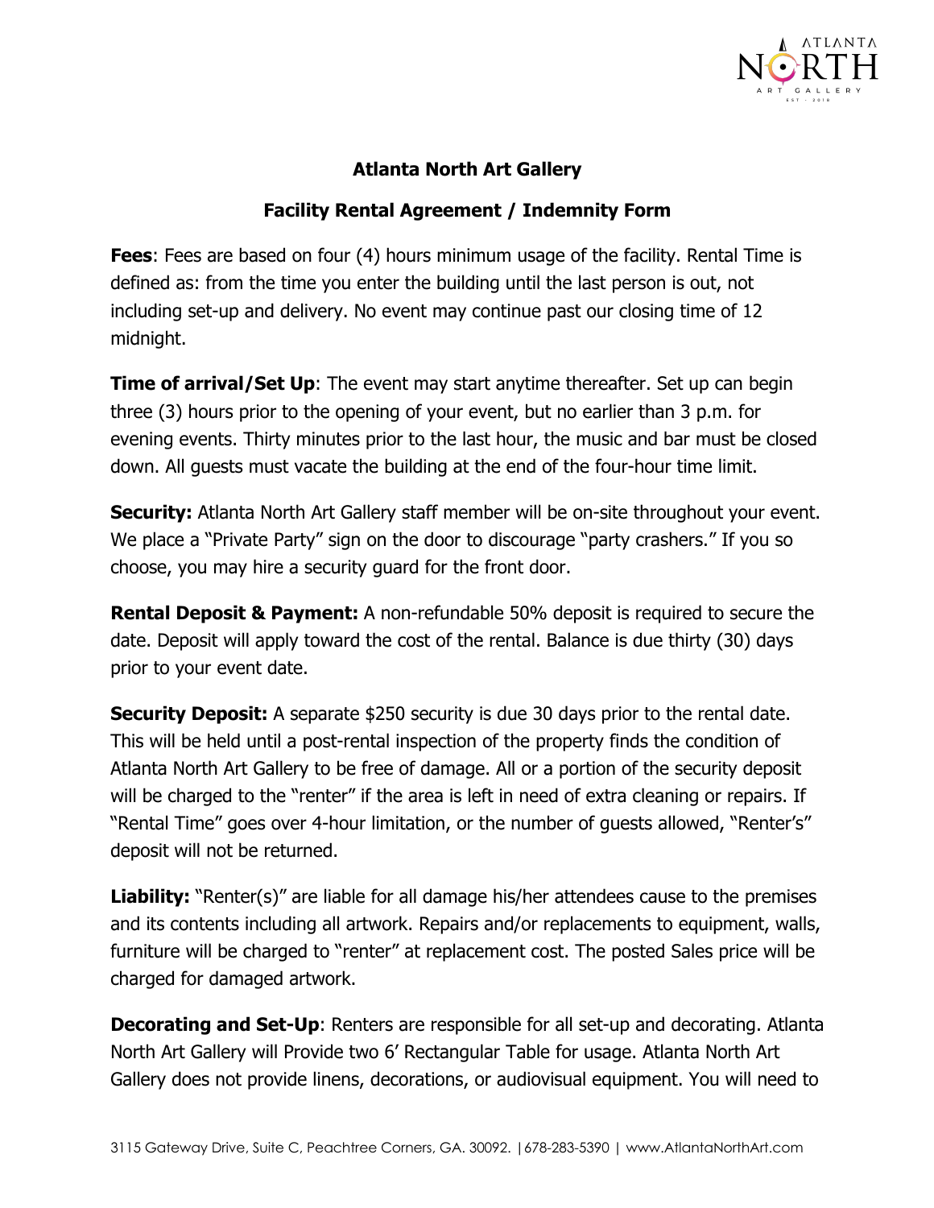# Atlanta North Art Gallery

## Facility Rental Agreement / Indemnity Form

**Fees**: Fees are based on four (4) hours minimum usage of the facility. Rental Time is defined as: from the time you enter the building until the last person is out, not including set-up and delivery. No event may continue past our closing time of 12 midnight.

**Time of arrival/Set Up**: The event may start anytime thereafter. Set up can begin three (3) hours prior to the opening of your event, but no earlier than 3 p.m. for evening events. Thirty minutes prior to the last hour, the music and bar must be closed down. All guests must vacate the building at the end of the four-hour time limit.

**Security:** Atlanta North Art Gallery staff member will be on-site throughout your event. We place a "Private Party" sign on the door to discourage "party crashers." If you so choose, you may hire a security guard for the front door.

**Rental Deposit & Payment:** A non-refundable 50% deposit is required to secure the date. Deposit will apply toward the cost of the rental. Balance is due thirty (30) days prior to your event date.

**Security Deposit:** A separate $250 security is due 30 days prior to the rental date. This will be held until a post-rental inspection of the property finds the condition of Atlanta North Art Gallery to be free of damage. All or a portion of the security deposit will be charged to the "renter" if the area is left in need of extra cleaning or repairs. If "Rental Time" goes over 4-hour limitation, or the number of guests allowed, "Renter's" deposit will not be returned.

**Liability:** "Renter(s)" are liable for all damage his/her attendees cause to the premises and its contents including all artwork. Repairs and/or replacements to equipment, walls, furniture will be charged to "renter" at replacement cost. The posted Sales price will be charged for damaged artwork.

**Decorating and Set-Up**: Renters are responsible for all set-up and decorating. Atlanta North Art Gallery will Provide two 6' Rectangular Table for usage. Atlanta North Art Gallery does not provide linens, decorations, or audiovisual equipment. You will need to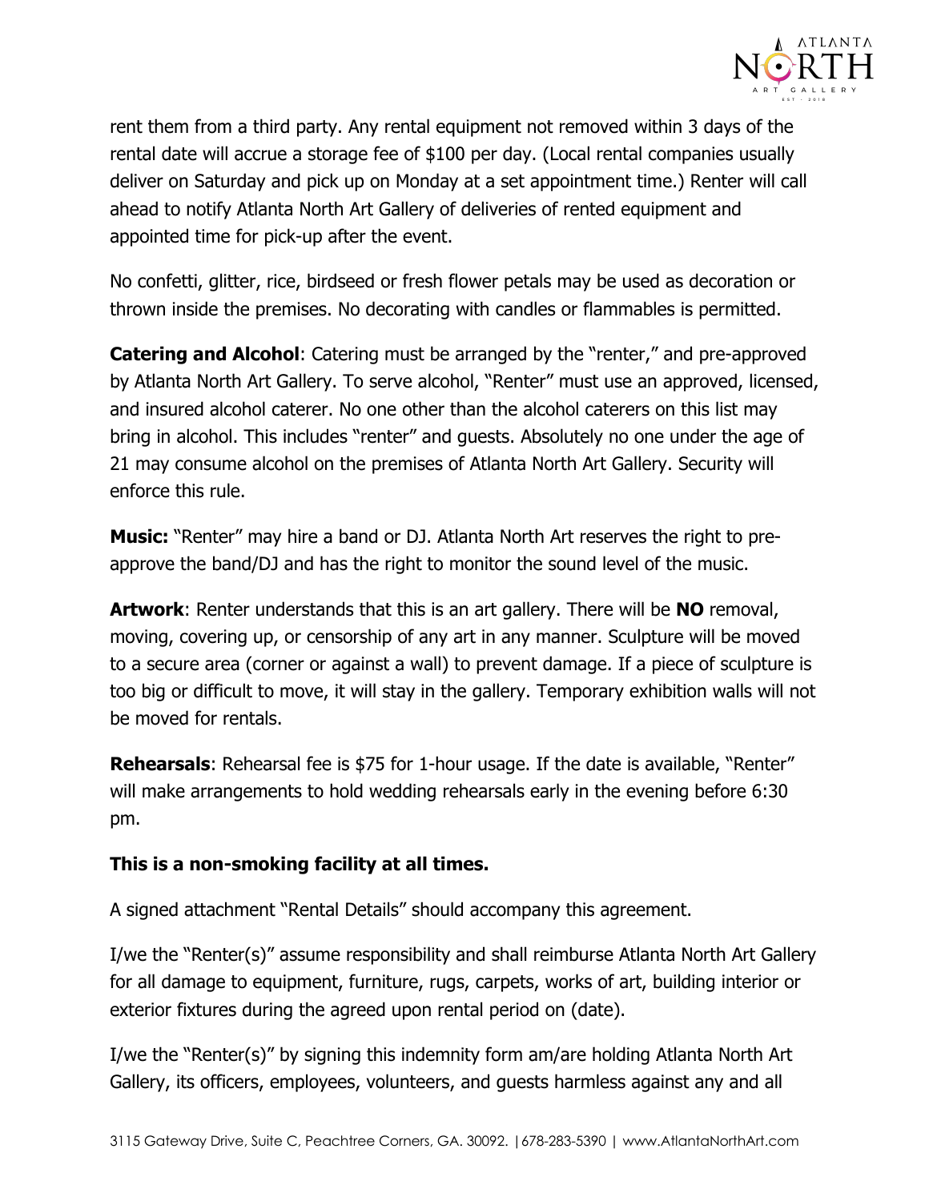rent them from a third party. Any rental equipment not removed within 3 days of the rental date will accrue a storage fee of $100 per day. (Local rental companies usually deliver on Saturday and pick up on Monday at a set appointment time.) Renter will call ahead to notify Atlanta North Art Gallery of deliveries of rented equipment and appointed time for pick-up after the event.

No confetti, glitter, rice, birdseed or fresh flower petals may be used as decoration or thrown inside the premises. No decorating with candles or flammables is permitted.

**Catering and Alcohol**: Catering must be arranged by the "renter," and pre-approved by Atlanta North Art Gallery. To serve alcohol, "Renter" must use an approved, licensed, and insured alcohol caterer. No one other than the alcohol caterers on this list may bring in alcohol. This includes "renter" and guests. Absolutely no one under the age of 21 may consume alcohol on the premises of Atlanta North Art Gallery. Security will enforce this rule.

**Music:** "Renter" may hire a band or DJ. Atlanta North Art reserves the right to pre-approve the band/DJ and has the right to monitor the sound level of the music.

**Artwork**: Renter understands that this is an art gallery. There will be **NO** removal, moving, covering up, or censorship of any art in any manner. Sculpture will be moved to a secure area (corner or against a wall) to prevent damage. If a piece of sculpture is too big or difficult to move, it will stay in the gallery. Temporary exhibition walls will not be moved for rentals.

**Rehearsals**: Rehearsal fee is $75 for 1-hour usage. If the date is available, "Renter" will make arrangements to hold wedding rehearsals early in the evening before 6:30 pm.

**This is a non-smoking facility at all times.**

A signed attachment "Rental Details" should accompany this agreement.

I/we the "Renter(s)" assume responsibility and shall reimburse Atlanta North Art Gallery for all damage to equipment, furniture, rugs, carpets, works of art, building interior or exterior fixtures during the agreed upon rental period on (date).

I/we the "Renter(s)" by signing this indemnity form am/are holding Atlanta North Art Gallery, its officers, employees, volunteers, and guests harmless against any and all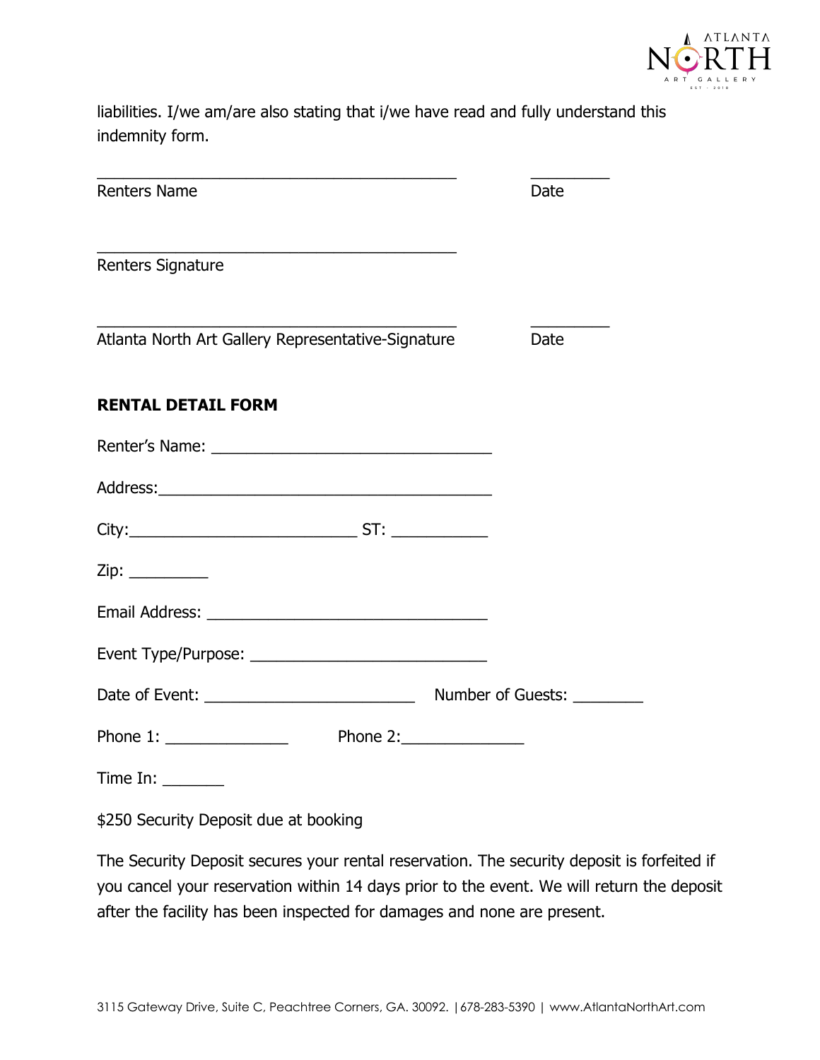liabilities. I/we am/are also stating that i/we have read and fully understand this indemnity form.

_________________________________________ _________

Renters Name Date

_________________________________________

Renters Signature

_________________________________________ _________

Atlanta North Art Gallery Representative-Signature Date

**RENTAL DETAIL FORM**

Renter's Name: _______________________________

Address:_____________________________________

City:_________________________ ST: __________

Zip: _________

Email Address: _______________________________

Event Type/Purpose: __________________________

Date of Event: _______________________ Number of Guests: ________

Phone 1: _____________ Phone 2:_____________

Time In: _______

$250 Security Deposit due at booking

The Security Deposit secures your rental reservation. The security deposit is forfeited if you cancel your reservation within 14 days prior to the event. We will return the deposit after the facility has been inspected for damages and none are present.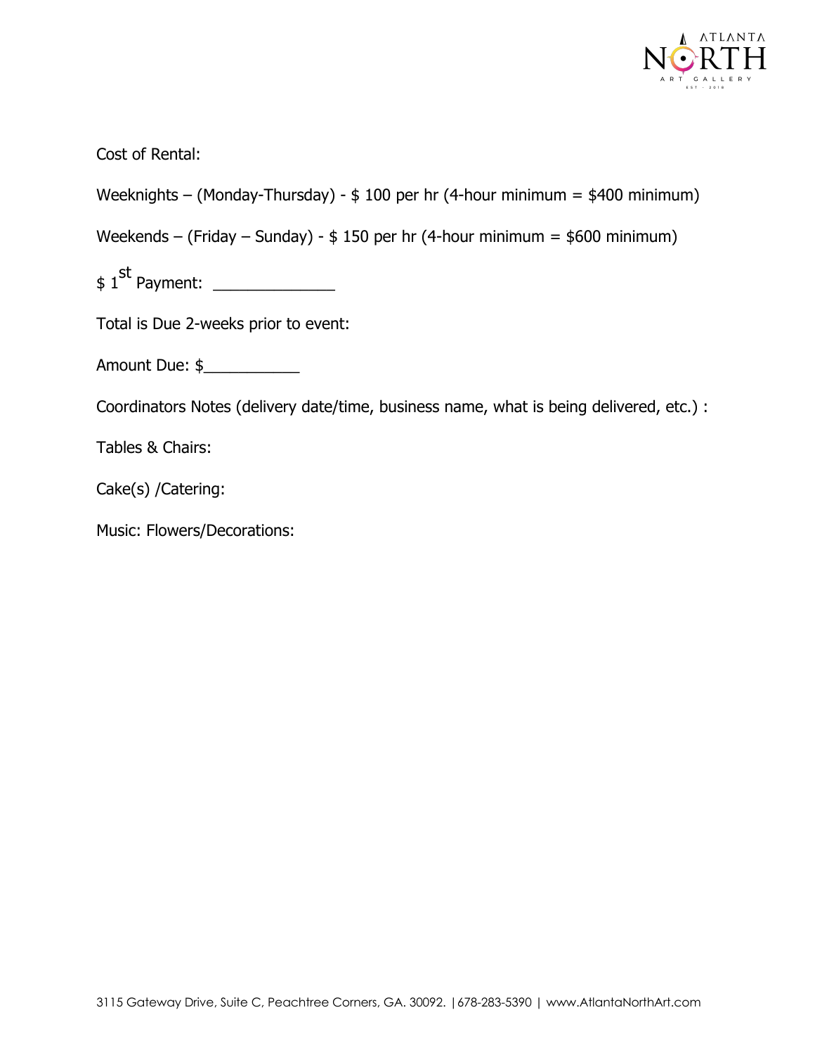Cost of Rental:

Weeknights – (Monday-Thursday) - $ 100 per hr (4-hour minimum = $400 minimum)

Weekends – (Friday – Sunday) - $ 150 per hr (4-hour minimum = $600 minimum)

$ 1st Payment: _____________

Total is Due 2-weeks prior to event:

Amount Due: $___________

Coordinators Notes (delivery date/time, business name, what is being delivered, etc.) :

Tables & Chairs:

Cake(s) /Catering:

Music: Flowers/Decorations: